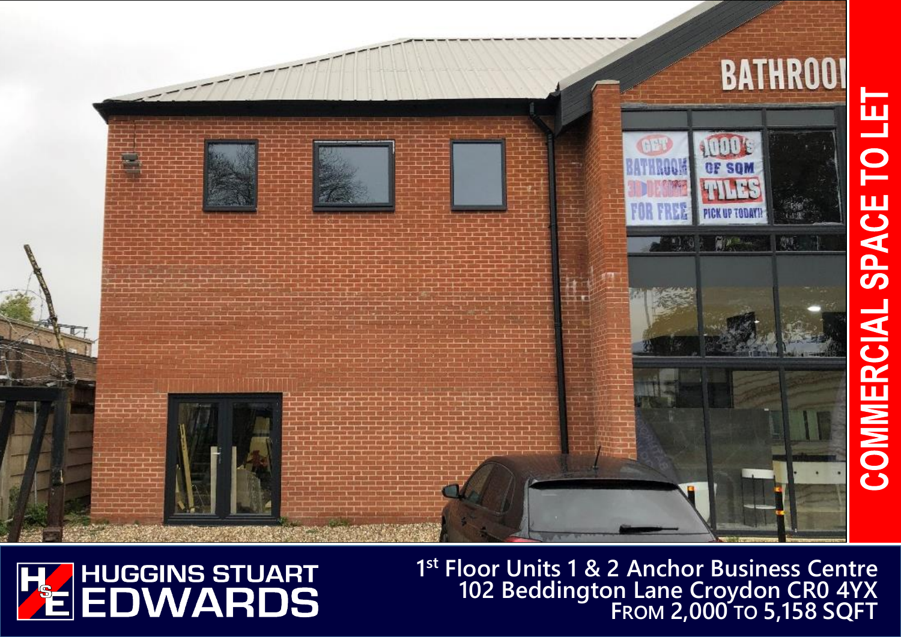# COMMERCIAL SPACE TO LET

HUGGINS STUART EDWARDS

**1st Floor Units 1 & 2 Anchor Business Centre**
**102 Beddington Lane Croydon CR0 4YX**
**FROM 2,000 TO 5,158 SQFT**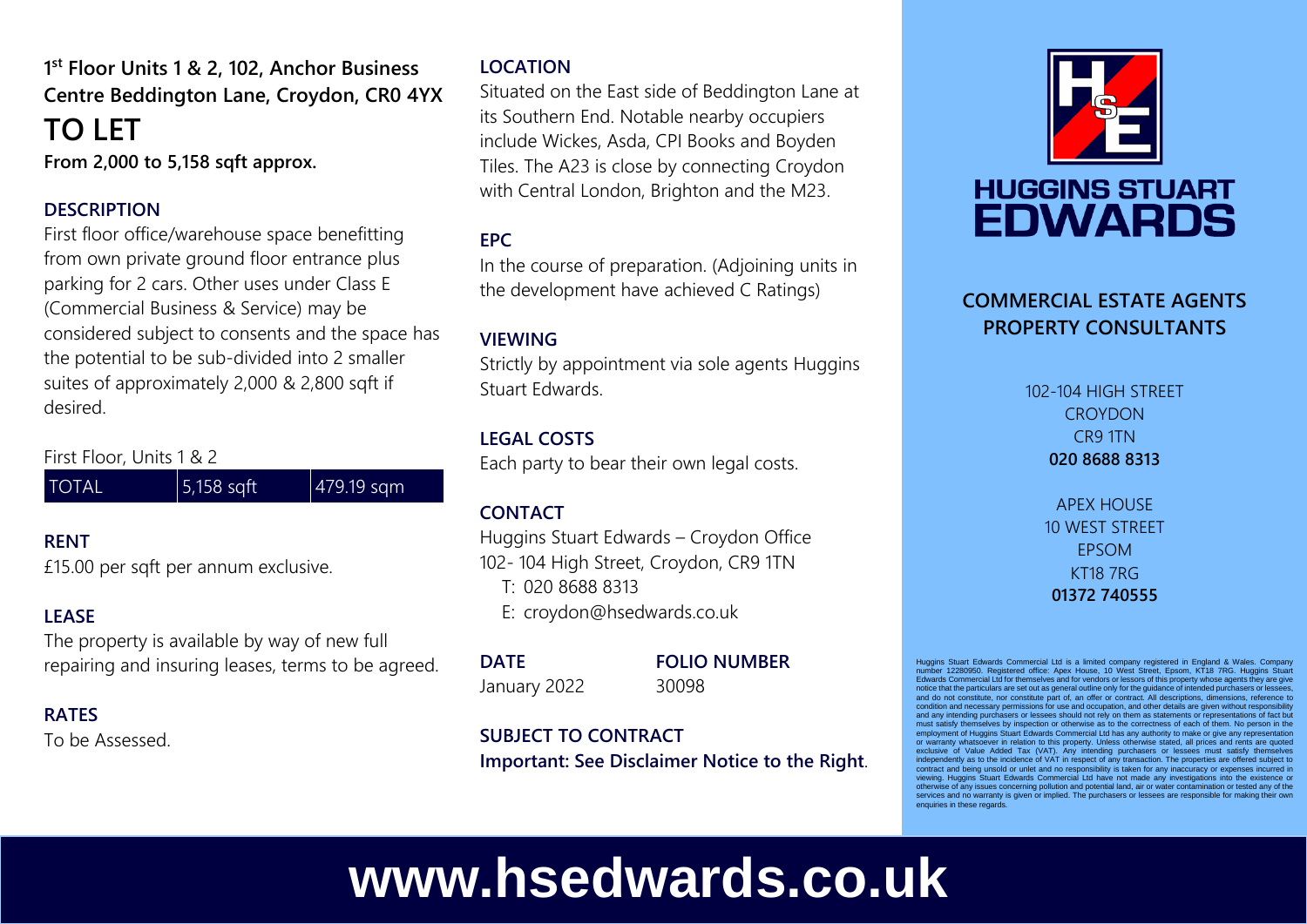## 1st Floor Units 1 & 2, 102, Anchor Business Centre Beddington Lane, Croydon, CR0 4YX

# TO LET

**From 2,000 to 5,158 sqft approx.**

### DESCRIPTION

First floor office/warehouse space benefitting from own private ground floor entrance plus parking for 2 cars. Other uses under Class E (Commercial Business & Service) may be considered subject to consents and the space has the potential to be sub-divided into 2 smaller suites of approximately 2,000 & 2,800 sqft if desired.

First Floor, Units 1 & 2

| TOTAL | 5,158 sqft | 479.19 sqm |
|---|---|---|

### RENT

£15.00 per sqft per annum exclusive.

### LEASE

The property is available by way of new full repairing and insuring leases, terms to be agreed.

### RATES

To be Assessed.

### LOCATION

Situated on the East side of Beddington Lane at its Southern End. Notable nearby occupiers include Wickes, Asda, CPI Books and Boyden Tiles. The A23 is close by connecting Croydon with Central London, Brighton and the M23.

### EPC

In the course of preparation. (Adjoining units in the development have achieved C Ratings)

### VIEWING

Strictly by appointment via sole agents Huggins Stuart Edwards.

### LEGAL COSTS

Each party to bear their own legal costs.

### CONTACT

Huggins Stuart Edwards – Croydon Office
102- 104 High Street, Croydon, CR9 1TN
T: 020 8688 8313
E: croydon@hsedwards.co.uk

| DATE | FOLIO NUMBER |
|---|---|
| January 2022 | 30098 |

### SUBJECT TO CONTRACT

**Important: See Disclaimer Notice to the Right.**

HUGGINS STUART EDWARDS

**COMMERCIAL ESTATE AGENTS PROPERTY CONSULTANTS**

102-104 HIGH STREET
CROYDON
CR9 1TN
**020 8688 8313**

APEX HOUSE
10 WEST STREET
EPSOM
KT18 7RG
**01372 740555**

Huggins Stuart Edwards Commercial Ltd is a limited company registered in England & Wales. Company number 12280950. Registered office: Apex House, 10 West Street, Epsom, KT18 7RG. Huggins Stuart Edwards Commercial Ltd for themselves and for vendors or lessors of this property whose agents they are give notice that the particulars are set out as general outline only for the guidance of intended purchasers or lessees, and do not constitute, nor constitute part of, an offer or contract. All descriptions, dimensions, reference to condition and necessary permissions for use and occupation, and other details are given without responsibility and any intending purchasers or lessees should not rely on them as statements or representations of fact but must satisfy themselves by inspection or otherwise as to the correctness of each of them. No person in the employment of Huggins Stuart Edwards Commercial Ltd has any authority to make or give any representation or warranty whatsoever in relation to this property. Unless otherwise stated, all prices and rents are quoted exclusive of Value Added Tax (VAT). Any intending purchasers or lessees must satisfy themselves independently as to the incidence of VAT in respect of any transaction. The properties are offered subject to contract and being unsold or unlet and no responsibility is taken for any inaccuracy or expenses incurred in viewing. Huggins Stuart Edwards Commercial Ltd have not made any investigations into the existence or otherwise of any issues concerning pollution and potential land, air or water contamination or tested any of the services and no warranty is given or implied. The purchasers or lessees are responsible for making their own enquiries in these regards.

**www.hsedwards.co.uk**